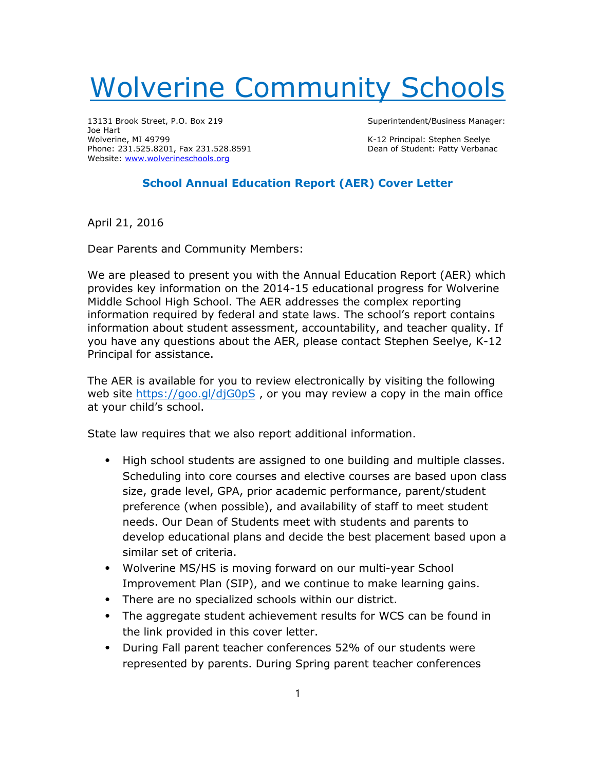# [Wolverine Community Schools](#)

13131 Brook Street, P.O. Box 219
Joe Hart
Wolverine, MI 49799
Phone: 231.525.8201, Fax 231.528.8591
Website: [www.wolverineschools.org](http://www.wolverineschools.org)

Superintendent/Business Manager:

K-12 Principal: Stephen Seelye
Dean of Student: Patty Verbanac

## School Annual Education Report (AER) Cover Letter

April 21, 2016

Dear Parents and Community Members:

We are pleased to present you with the Annual Education Report (AER) which provides key information on the 2014-15 educational progress for Wolverine Middle School High School. The AER addresses the complex reporting information required by federal and state laws. The school's report contains information about student assessment, accountability, and teacher quality. If you have any questions about the AER, please contact Stephen Seelye, K-12 Principal for assistance.

The AER is available for you to review electronically by visiting the following web site [https://goo.gl/djG0pS](https://goo.gl/djG0pS) , or you may review a copy in the main office at your child's school.

State law requires that we also report additional information.

- High school students are assigned to one building and multiple classes. Scheduling into core courses and elective courses are based upon class size, grade level, GPA, prior academic performance, parent/student preference (when possible), and availability of staff to meet student needs. Our Dean of Students meet with students and parents to develop educational plans and decide the best placement based upon a similar set of criteria.
- Wolverine MS/HS is moving forward on our multi-year School Improvement Plan (SIP), and we continue to make learning gains.
- There are no specialized schools within our district.
- The aggregate student achievement results for WCS can be found in the link provided in this cover letter.
- During Fall parent teacher conferences 52% of our students were represented by parents. During Spring parent teacher conferences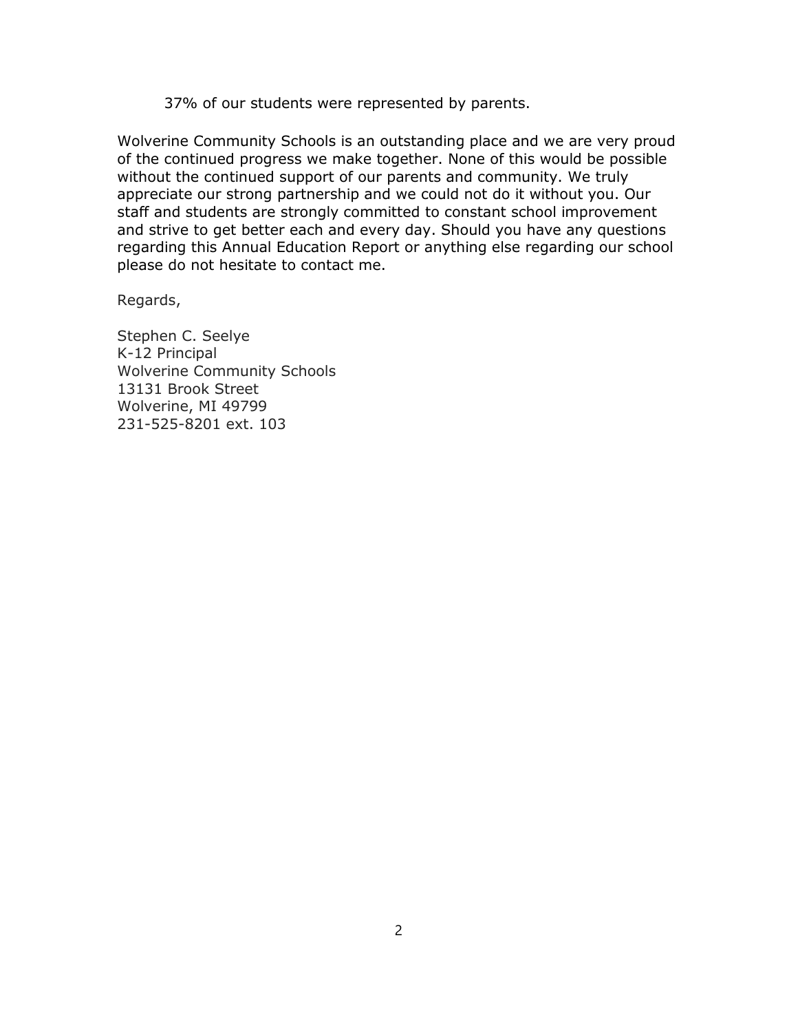37% of our students were represented by parents.

Wolverine Community Schools is an outstanding place and we are very proud of the continued progress we make together. None of this would be possible without the continued support of our parents and community. We truly appreciate our strong partnership and we could not do it without you. Our staff and students are strongly committed to constant school improvement and strive to get better each and every day. Should you have any questions regarding this Annual Education Report or anything else regarding our school please do not hesitate to contact me.

Regards,

Stephen C. Seelye  
K-12 Principal  
Wolverine Community Schools  
13131 Brook Street  
Wolverine, MI 49799  
231-525-8201 ext. 103